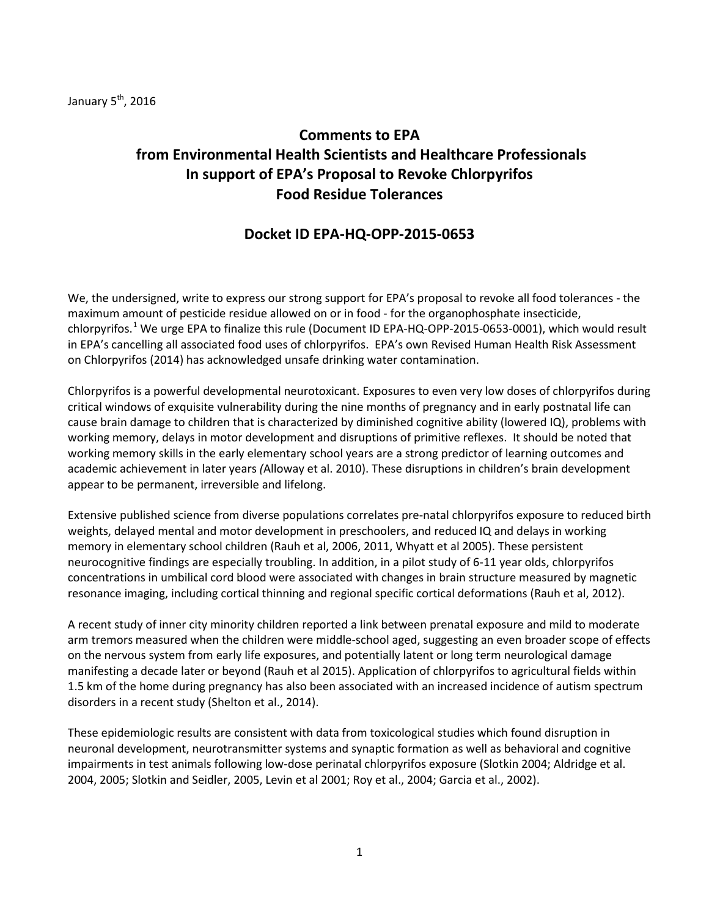January 5th, 2016

# Comments to EPA from Environmental Health Scientists and Healthcare Professionals In support of EPA's Proposal to Revoke Chlorpyrifos Food Residue Tolerances

## Docket ID EPA-HQ-OPP-2015-0653

We, the undersigned, write to express our strong support for EPA's proposal to revoke all food tolerances - the maximum amount of pesticide residue allowed on or in food - for the organophosphate insecticide, chlorpyrifos.[1] We urge EPA to finalize this rule (Document ID EPA-HQ-OPP-2015-0653-0001), which would result in EPA's cancelling all associated food uses of chlorpyrifos. EPA's own Revised Human Health Risk Assessment on Chlorpyrifos (2014) has acknowledged unsafe drinking water contamination.

Chlorpyrifos is a powerful developmental neurotoxicant. Exposures to even very low doses of chlorpyrifos during critical windows of exquisite vulnerability during the nine months of pregnancy and in early postnatal life can cause brain damage to children that is characterized by diminished cognitive ability (lowered IQ), problems with working memory, delays in motor development and disruptions of primitive reflexes. It should be noted that working memory skills in the early elementary school years are a strong predictor of learning outcomes and academic achievement in later years *(*Alloway et al. 2010). These disruptions in children's brain development appear to be permanent, irreversible and lifelong.

Extensive published science from diverse populations correlates pre-natal chlorpyrifos exposure to reduced birth weights, delayed mental and motor development in preschoolers, and reduced IQ and delays in working memory in elementary school children (Rauh et al, 2006, 2011, Whyatt et al 2005). These persistent neurocognitive findings are especially troubling. In addition, in a pilot study of 6-11 year olds, chlorpyrifos concentrations in umbilical cord blood were associated with changes in brain structure measured by magnetic resonance imaging, including cortical thinning and regional specific cortical deformations (Rauh et al, 2012).

A recent study of inner city minority children reported a link between prenatal exposure and mild to moderate arm tremors measured when the children were middle-school aged, suggesting an even broader scope of effects on the nervous system from early life exposures, and potentially latent or long term neurological damage manifesting a decade later or beyond (Rauh et al 2015). Application of chlorpyrifos to agricultural fields within 1.5 km of the home during pregnancy has also been associated with an increased incidence of autism spectrum disorders in a recent study (Shelton et al., 2014).

These epidemiologic results are consistent with data from toxicological studies which found disruption in neuronal development, neurotransmitter systems and synaptic formation as well as behavioral and cognitive impairments in test animals following low-dose perinatal chlorpyrifos exposure (Slotkin 2004; Aldridge et al. 2004, 2005; Slotkin and Seidler, 2005, Levin et al 2001; Roy et al., 2004; Garcia et al., 2002).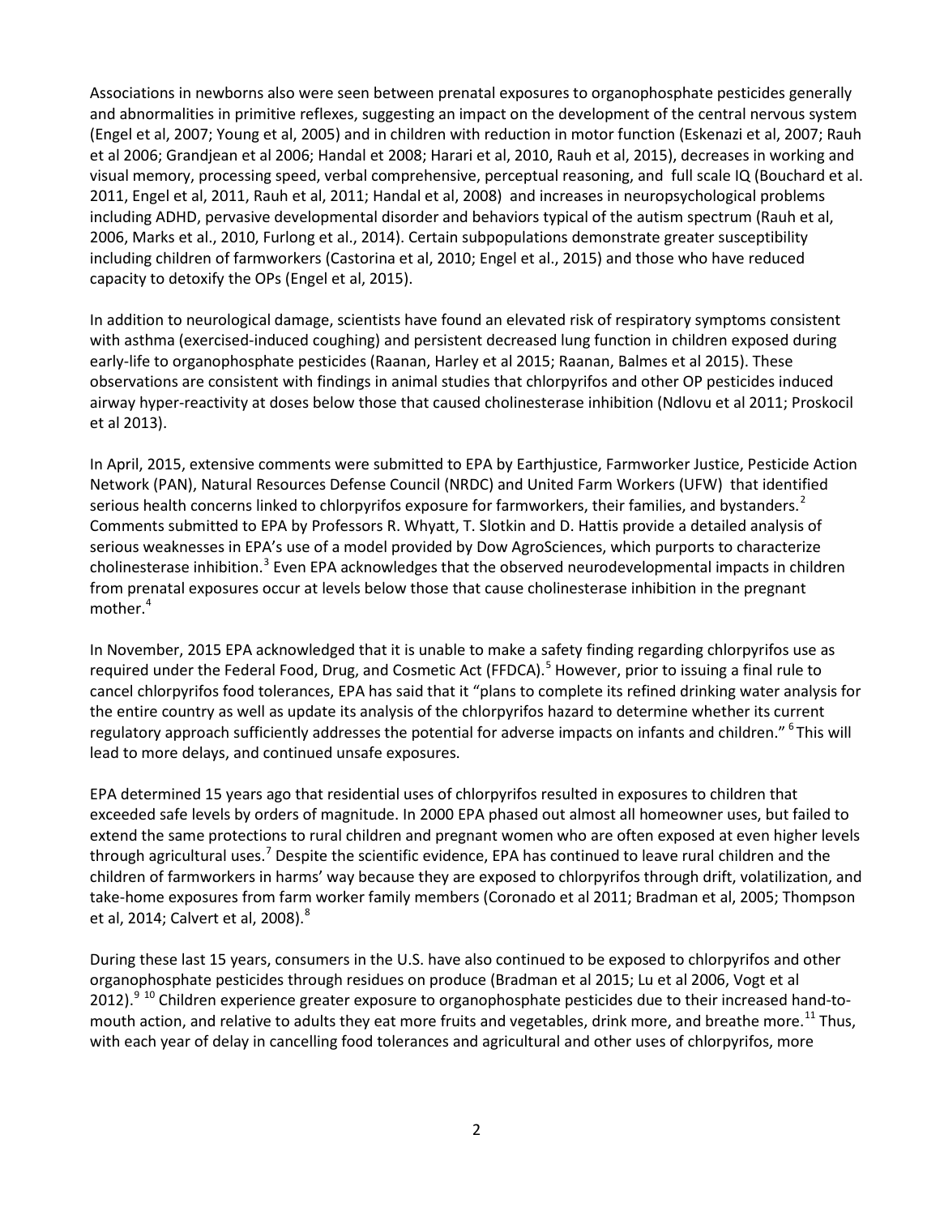Associations in newborns also were seen between prenatal exposures to organophosphate pesticides generally and abnormalities in primitive reflexes, suggesting an impact on the development of the central nervous system (Engel et al, 2007; Young et al, 2005) and in children with reduction in motor function (Eskenazi et al, 2007; Rauh et al 2006; Grandjean et al 2006; Handal et 2008; Harari et al, 2010, Rauh et al, 2015), decreases in working and visual memory, processing speed, verbal comprehensive, perceptual reasoning, and full scale IQ (Bouchard et al. 2011, Engel et al, 2011, Rauh et al, 2011; Handal et al, 2008) and increases in neuropsychological problems including ADHD, pervasive developmental disorder and behaviors typical of the autism spectrum (Rauh et al, 2006, Marks et al., 2010, Furlong et al., 2014). Certain subpopulations demonstrate greater susceptibility including children of farmworkers (Castorina et al, 2010; Engel et al., 2015) and those who have reduced capacity to detoxify the OPs (Engel et al, 2015).

In addition to neurological damage, scientists have found an elevated risk of respiratory symptoms consistent with asthma (exercised-induced coughing) and persistent decreased lung function in children exposed during early-life to organophosphate pesticides (Raanan, Harley et al 2015; Raanan, Balmes et al 2015). These observations are consistent with findings in animal studies that chlorpyrifos and other OP pesticides induced airway hyper-reactivity at doses below those that caused cholinesterase inhibition (Ndlovu et al 2011; Proskocil et al 2013).

In April, 2015, extensive comments were submitted to EPA by Earthjustice, Farmworker Justice, Pesticide Action Network (PAN), Natural Resources Defense Council (NRDC) and United Farm Workers (UFW) that identified serious health concerns linked to chlorpyrifos exposure for farmworkers, their families, and bystanders.[2] Comments submitted to EPA by Professors R. Whyatt, T. Slotkin and D. Hattis provide a detailed analysis of serious weaknesses in EPA's use of a model provided by Dow AgroSciences, which purports to characterize cholinesterase inhibition.[3] Even EPA acknowledges that the observed neurodevelopmental impacts in children from prenatal exposures occur at levels below those that cause cholinesterase inhibition in the pregnant mother.[4]

In November, 2015 EPA acknowledged that it is unable to make a safety finding regarding chlorpyrifos use as required under the Federal Food, Drug, and Cosmetic Act (FFDCA).[5] However, prior to issuing a final rule to cancel chlorpyrifos food tolerances, EPA has said that it "plans to complete its refined drinking water analysis for the entire country as well as update its analysis of the chlorpyrifos hazard to determine whether its current regulatory approach sufficiently addresses the potential for adverse impacts on infants and children."[6] This will lead to more delays, and continued unsafe exposures.

EPA determined 15 years ago that residential uses of chlorpyrifos resulted in exposures to children that exceeded safe levels by orders of magnitude. In 2000 EPA phased out almost all homeowner uses, but failed to extend the same protections to rural children and pregnant women who are often exposed at even higher levels through agricultural uses.[7] Despite the scientific evidence, EPA has continued to leave rural children and the children of farmworkers in harms' way because they are exposed to chlorpyrifos through drift, volatilization, and take-home exposures from farm worker family members (Coronado et al 2011; Bradman et al, 2005; Thompson et al, 2014; Calvert et al, 2008).[8]

During these last 15 years, consumers in the U.S. have also continued to be exposed to chlorpyrifos and other organophosphate pesticides through residues on produce (Bradman et al 2015; Lu et al 2006, Vogt et al 2012).[9] [10] Children experience greater exposure to organophosphate pesticides due to their increased hand-to-mouth action, and relative to adults they eat more fruits and vegetables, drink more, and breathe more.[11] Thus, with each year of delay in cancelling food tolerances and agricultural and other uses of chlorpyrifos, more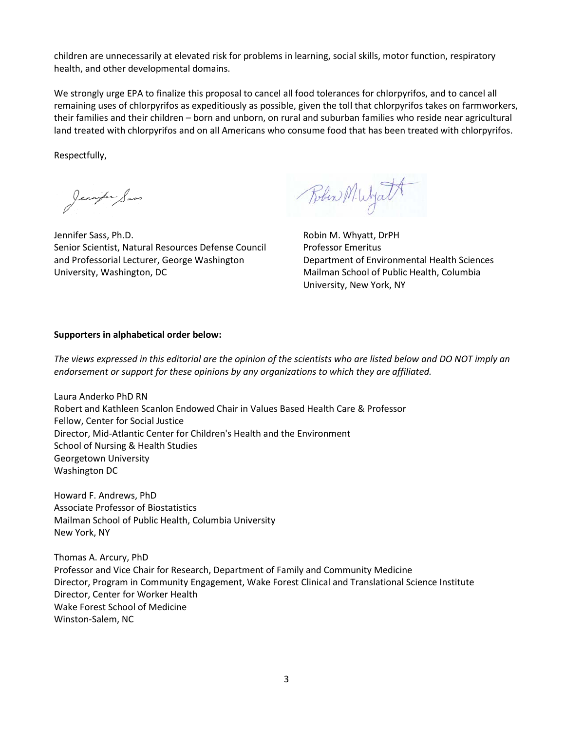children are unnecessarily at elevated risk for problems in learning, social skills, motor function, respiratory health, and other developmental domains.

We strongly urge EPA to finalize this proposal to cancel all food tolerances for chlorpyrifos, and to cancel all remaining uses of chlorpyrifos as expeditiously as possible, given the toll that chlorpyrifos takes on farmworkers, their families and their children – born and unborn, on rural and suburban families who reside near agricultural land treated with chlorpyrifos and on all Americans who consume food that has been treated with chlorpyrifos.

Respectfully,

Jennifer Sass, Ph.D.
Senior Scientist, Natural Resources Defense Council
and Professorial Lecturer, George Washington
University, Washington, DC

Robin M. Whyatt, DrPH
Professor Emeritus
Department of Environmental Health Sciences
Mailman School of Public Health, Columbia
University, New York, NY

**Supporters in alphabetical order below:**

*The views expressed in this editorial are the opinion of the scientists who are listed below and DO NOT imply an endorsement or support for these opinions by any organizations to which they are affiliated.*

Laura Anderko PhD RN
Robert and Kathleen Scanlon Endowed Chair in Values Based Health Care & Professor
Fellow, Center for Social Justice
Director, Mid-Atlantic Center for Children's Health and the Environment
School of Nursing & Health Studies
Georgetown University
Washington DC

Howard F. Andrews, PhD
Associate Professor of Biostatistics
Mailman School of Public Health, Columbia University
New York, NY

Thomas A. Arcury, PhD
Professor and Vice Chair for Research, Department of Family and Community Medicine
Director, Program in Community Engagement, Wake Forest Clinical and Translational Science Institute
Director, Center for Worker Health
Wake Forest School of Medicine
Winston-Salem, NC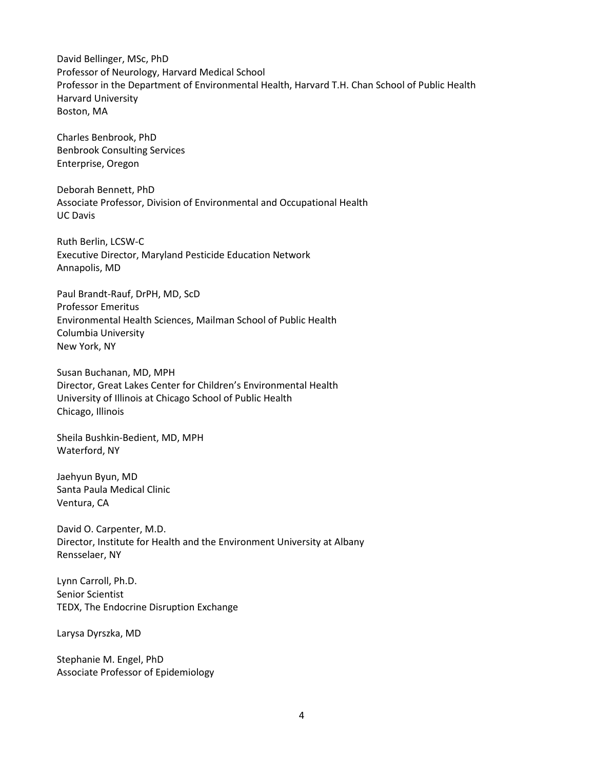David Bellinger, MSc, PhD
Professor of Neurology, Harvard Medical School
Professor in the Department of Environmental Health, Harvard T.H. Chan School of Public Health
Harvard University
Boston, MA

Charles Benbrook, PhD
Benbrook Consulting Services
Enterprise, Oregon

Deborah Bennett, PhD
Associate Professor, Division of Environmental and Occupational Health
UC Davis

Ruth Berlin, LCSW-C
Executive Director, Maryland Pesticide Education Network
Annapolis, MD

Paul Brandt-Rauf, DrPH, MD, ScD
Professor Emeritus
Environmental Health Sciences, Mailman School of Public Health
Columbia University
New York, NY

Susan Buchanan, MD, MPH
Director, Great Lakes Center for Children's Environmental Health
University of Illinois at Chicago School of Public Health
Chicago, Illinois

Sheila Bushkin-Bedient, MD, MPH
Waterford, NY

Jaehyun Byun, MD
Santa Paula Medical Clinic
Ventura, CA

David O. Carpenter, M.D.
Director, Institute for Health and the Environment University at Albany
Rensselaer, NY

Lynn Carroll, Ph.D.
Senior Scientist
TEDX, The Endocrine Disruption Exchange

Larysa Dyrszka, MD

Stephanie M. Engel, PhD
Associate Professor of Epidemiology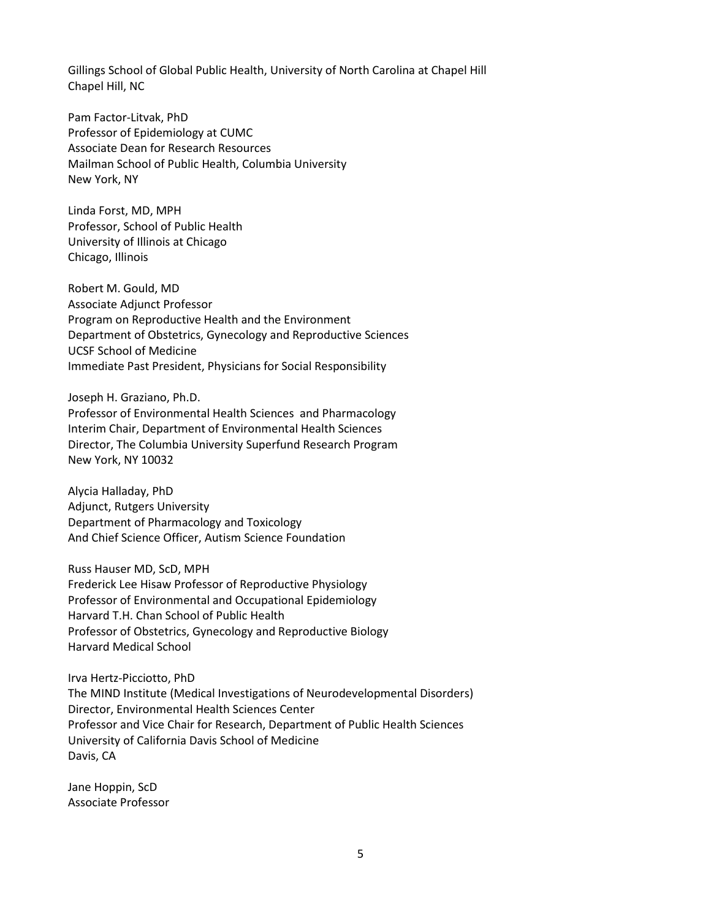Gillings School of Global Public Health, University of North Carolina at Chapel Hill
Chapel Hill, NC

Pam Factor-Litvak, PhD
Professor of Epidemiology at CUMC
Associate Dean for Research Resources
Mailman School of Public Health, Columbia University
New York, NY

Linda Forst, MD, MPH
Professor, School of Public Health
University of Illinois at Chicago
Chicago, Illinois

Robert M. Gould, MD
Associate Adjunct Professor
Program on Reproductive Health and the Environment
Department of Obstetrics, Gynecology and Reproductive Sciences
UCSF School of Medicine
Immediate Past President, Physicians for Social Responsibility

Joseph H. Graziano, Ph.D.
Professor of Environmental Health Sciences and Pharmacology
Interim Chair, Department of Environmental Health Sciences
Director, The Columbia University Superfund Research Program
New York, NY 10032

Alycia Halladay, PhD
Adjunct, Rutgers University
Department of Pharmacology and Toxicology
And Chief Science Officer, Autism Science Foundation

Russ Hauser MD, ScD, MPH
Frederick Lee Hisaw Professor of Reproductive Physiology
Professor of Environmental and Occupational Epidemiology
Harvard T.H. Chan School of Public Health
Professor of Obstetrics, Gynecology and Reproductive Biology
Harvard Medical School

Irva Hertz-Picciotto, PhD
The MIND Institute (Medical Investigations of Neurodevelopmental Disorders)
Director, Environmental Health Sciences Center
Professor and Vice Chair for Research, Department of Public Health Sciences
University of California Davis School of Medicine
Davis, CA

Jane Hoppin, ScD
Associate Professor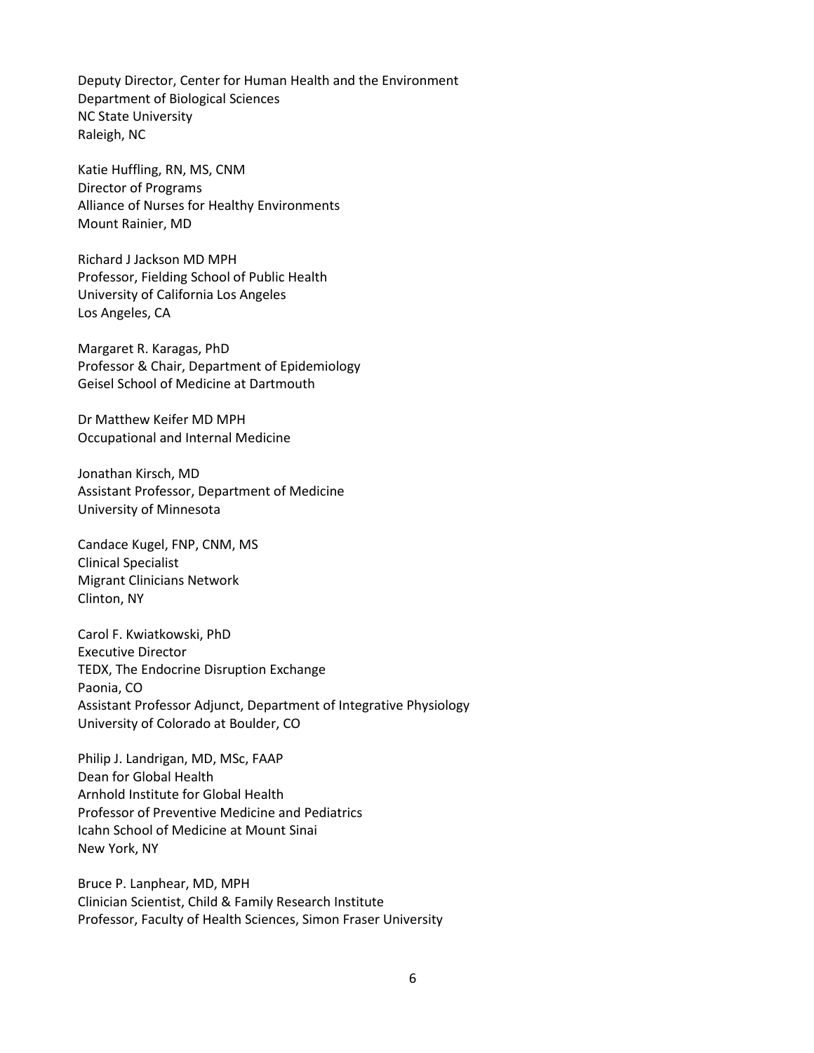Deputy Director, Center for Human Health and the Environment
Department of Biological Sciences
NC State University
Raleigh, NC

Katie Huffling, RN, MS, CNM
Director of Programs
Alliance of Nurses for Healthy Environments
Mount Rainier, MD

Richard J Jackson MD MPH
Professor, Fielding School of Public Health
University of California Los Angeles
Los Angeles, CA

Margaret R. Karagas, PhD
Professor & Chair, Department of Epidemiology
Geisel School of Medicine at Dartmouth

Dr Matthew Keifer MD MPH
Occupational and Internal Medicine

Jonathan Kirsch, MD
Assistant Professor, Department of Medicine
University of Minnesota

Candace Kugel, FNP, CNM, MS
Clinical Specialist
Migrant Clinicians Network
Clinton, NY

Carol F. Kwiatkowski, PhD
Executive Director
TEDX, The Endocrine Disruption Exchange
Paonia, CO
Assistant Professor Adjunct, Department of Integrative Physiology
University of Colorado at Boulder, CO

Philip J. Landrigan, MD, MSc, FAAP
Dean for Global Health
Arnhold Institute for Global Health
Professor of Preventive Medicine and Pediatrics
Icahn School of Medicine at Mount Sinai
New York, NY

Bruce P. Lanphear, MD, MPH
Clinician Scientist, Child & Family Research Institute
Professor, Faculty of Health Sciences, Simon Fraser University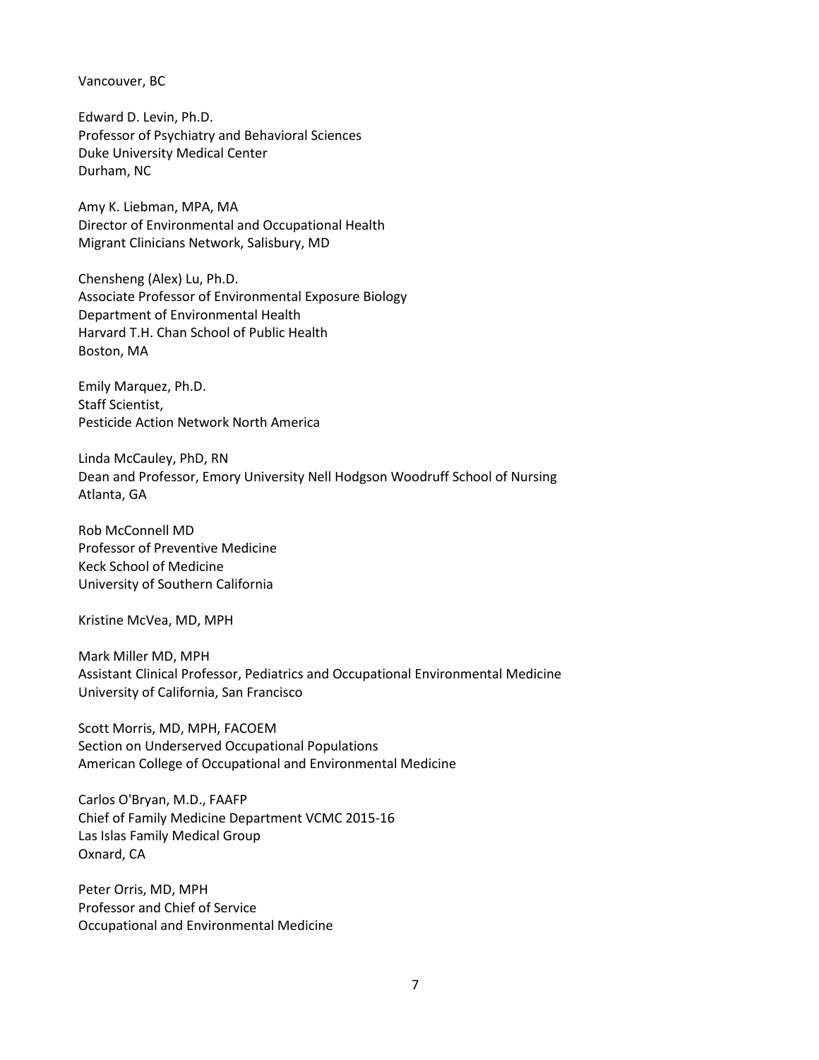Vancouver, BC

Edward D. Levin, Ph.D.
Professor of Psychiatry and Behavioral Sciences
Duke University Medical Center
Durham, NC

Amy K. Liebman, MPA, MA
Director of Environmental and Occupational Health
Migrant Clinicians Network, Salisbury, MD

Chensheng (Alex) Lu, Ph.D.
Associate Professor of Environmental Exposure Biology
Department of Environmental Health
Harvard T.H. Chan School of Public Health
Boston, MA

Emily Marquez, Ph.D.
Staff Scientist,
Pesticide Action Network North America

Linda McCauley, PhD, RN
Dean and Professor, Emory University Nell Hodgson Woodruff School of Nursing
Atlanta, GA

Rob McConnell MD
Professor of Preventive Medicine
Keck School of Medicine
University of Southern California

Kristine McVea, MD, MPH

Mark Miller MD, MPH
Assistant Clinical Professor, Pediatrics and Occupational Environmental Medicine
University of California, San Francisco

Scott Morris, MD, MPH, FACOEM
Section on Underserved Occupational Populations
American College of Occupational and Environmental Medicine

Carlos O'Bryan, M.D., FAAFP
Chief of Family Medicine Department VCMC 2015-16
Las Islas Family Medical Group
Oxnard, CA

Peter Orris, MD, MPH
Professor and Chief of Service
Occupational and Environmental Medicine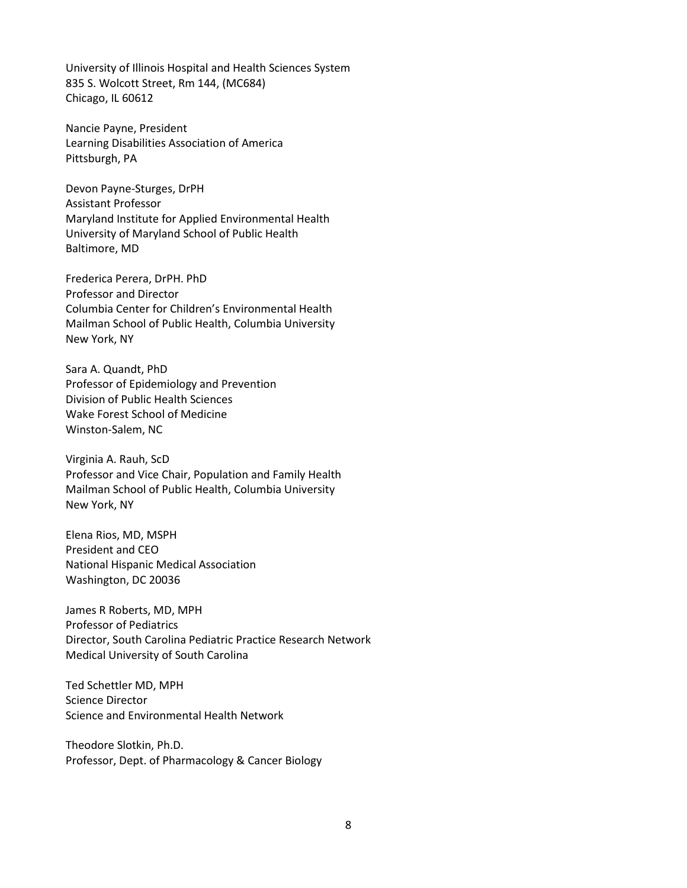University of Illinois Hospital and Health Sciences System
835 S. Wolcott Street, Rm 144, (MC684)
Chicago, IL 60612

Nancie Payne, President
Learning Disabilities Association of America
Pittsburgh, PA

Devon Payne-Sturges, DrPH
Assistant Professor
Maryland Institute for Applied Environmental Health
University of Maryland School of Public Health
Baltimore, MD

Frederica Perera, DrPH. PhD
Professor and Director
Columbia Center for Children's Environmental Health
Mailman School of Public Health, Columbia University
New York, NY

Sara A. Quandt, PhD
Professor of Epidemiology and Prevention
Division of Public Health Sciences
Wake Forest School of Medicine
Winston-Salem, NC

Virginia A. Rauh, ScD
Professor and Vice Chair, Population and Family Health
Mailman School of Public Health, Columbia University
New York, NY

Elena Rios, MD, MSPH
President and CEO
National Hispanic Medical Association
Washington, DC 20036

James R Roberts, MD, MPH
Professor of Pediatrics
Director, South Carolina Pediatric Practice Research Network
Medical University of South Carolina

Ted Schettler MD, MPH
Science Director
Science and Environmental Health Network

Theodore Slotkin, Ph.D.
Professor, Dept. of Pharmacology & Cancer Biology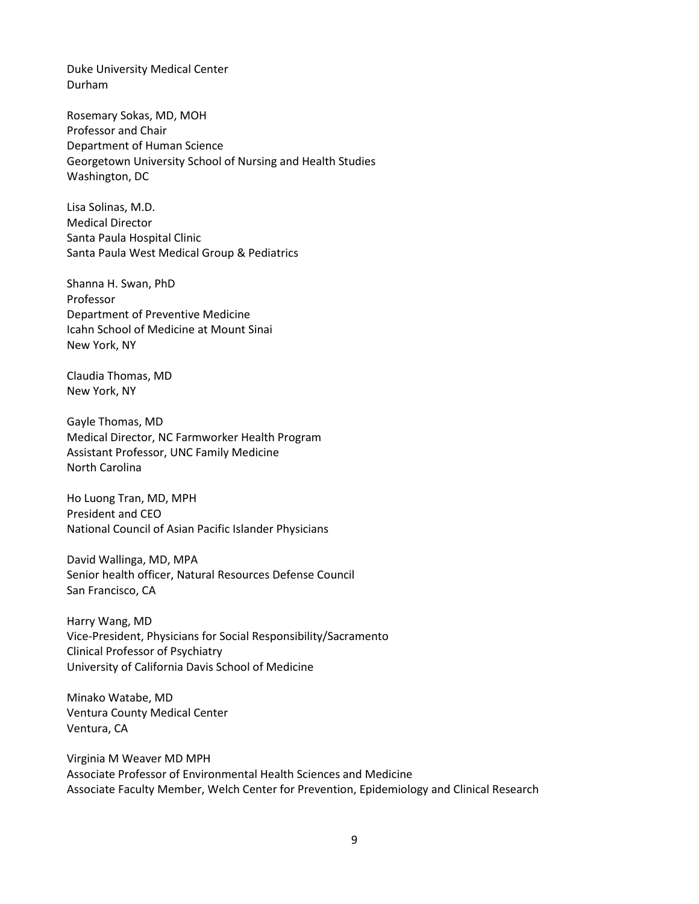Duke University Medical Center
Durham

Rosemary Sokas, MD, MOH
Professor and Chair
Department of Human Science
Georgetown University School of Nursing and Health Studies
Washington, DC

Lisa Solinas, M.D.
Medical Director
Santa Paula Hospital Clinic
Santa Paula West Medical Group & Pediatrics

Shanna H. Swan, PhD
Professor
Department of Preventive Medicine
Icahn School of Medicine at Mount Sinai
New York, NY

Claudia Thomas, MD
New York, NY

Gayle Thomas, MD
Medical Director, NC Farmworker Health Program
Assistant Professor, UNC Family Medicine
North Carolina

Ho Luong Tran, MD, MPH
President and CEO
National Council of Asian Pacific Islander Physicians

David Wallinga, MD, MPA
Senior health officer, Natural Resources Defense Council
San Francisco, CA

Harry Wang, MD
Vice-President, Physicians for Social Responsibility/Sacramento
Clinical Professor of Psychiatry
University of California Davis School of Medicine

Minako Watabe, MD
Ventura County Medical Center
Ventura, CA

Virginia M Weaver MD MPH
Associate Professor of Environmental Health Sciences and Medicine
Associate Faculty Member, Welch Center for Prevention, Epidemiology and Clinical Research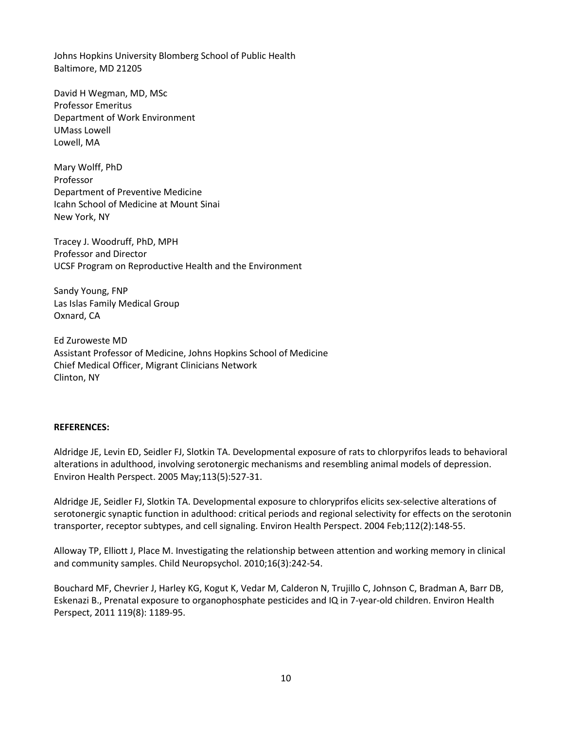Johns Hopkins University Blomberg School of Public Health
Baltimore, MD 21205

David H Wegman, MD, MSc
Professor Emeritus
Department of Work Environment
UMass Lowell
Lowell, MA

Mary Wolff, PhD
Professor
Department of Preventive Medicine
Icahn School of Medicine at Mount Sinai
New York, NY

Tracey J. Woodruff, PhD, MPH
Professor and Director
UCSF Program on Reproductive Health and the Environment

Sandy Young, FNP
Las Islas Family Medical Group
Oxnard, CA

Ed Zuroweste MD
Assistant Professor of Medicine, Johns Hopkins School of Medicine
Chief Medical Officer, Migrant Clinicians Network
Clinton, NY

**REFERENCES:**

Aldridge JE, Levin ED, Seidler FJ, Slotkin TA. Developmental exposure of rats to chlorpyrifos leads to behavioral alterations in adulthood, involving serotonergic mechanisms and resembling animal models of depression. Environ Health Perspect. 2005 May;113(5):527-31.

Aldridge JE, Seidler FJ, Slotkin TA. Developmental exposure to chloryprifos elicits sex-selective alterations of serotonergic synaptic function in adulthood: critical periods and regional selectivity for effects on the serotonin transporter, receptor subtypes, and cell signaling. Environ Health Perspect. 2004 Feb;112(2):148-55.

Alloway TP, Elliott J, Place M. Investigating the relationship between attention and working memory in clinical and community samples. Child Neuropsychol. 2010;16(3):242-54.

Bouchard MF, Chevrier J, Harley KG, Kogut K, Vedar M, Calderon N, Trujillo C, Johnson C, Bradman A, Barr DB, Eskenazi B., Prenatal exposure to organophosphate pesticides and IQ in 7-year-old children. Environ Health Perspect, 2011 119(8): 1189-95.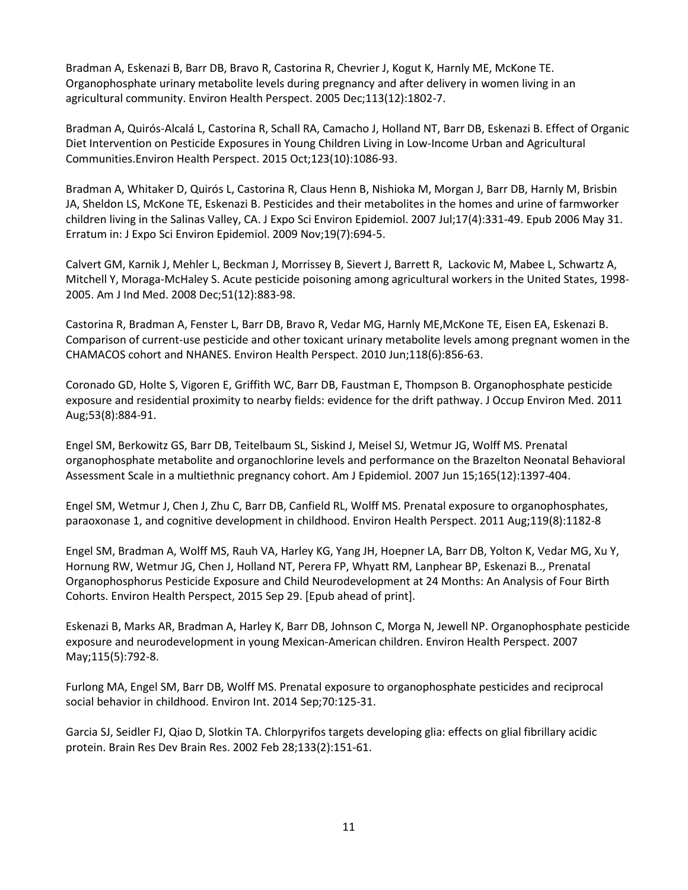Bradman A, Eskenazi B, Barr DB, Bravo R, Castorina R, Chevrier J, Kogut K, Harnly ME, McKone TE. Organophosphate urinary metabolite levels during pregnancy and after delivery in women living in an agricultural community. Environ Health Perspect. 2005 Dec;113(12):1802-7.

Bradman A, Quirós-Alcalá L, Castorina R, Schall RA, Camacho J, Holland NT, Barr DB, Eskenazi B. Effect of Organic Diet Intervention on Pesticide Exposures in Young Children Living in Low-Income Urban and Agricultural Communities.Environ Health Perspect. 2015 Oct;123(10):1086-93.

Bradman A, Whitaker D, Quirós L, Castorina R, Claus Henn B, Nishioka M, Morgan J, Barr DB, Harnly M, Brisbin JA, Sheldon LS, McKone TE, Eskenazi B. Pesticides and their metabolites in the homes and urine of farmworker children living in the Salinas Valley, CA. J Expo Sci Environ Epidemiol. 2007 Jul;17(4):331-49. Epub 2006 May 31. Erratum in: J Expo Sci Environ Epidemiol. 2009 Nov;19(7):694-5.

Calvert GM, Karnik J, Mehler L, Beckman J, Morrissey B, Sievert J, Barrett R, Lackovic M, Mabee L, Schwartz A, Mitchell Y, Moraga-McHaley S. Acute pesticide poisoning among agricultural workers in the United States, 1998-2005. Am J Ind Med. 2008 Dec;51(12):883-98.

Castorina R, Bradman A, Fenster L, Barr DB, Bravo R, Vedar MG, Harnly ME,McKone TE, Eisen EA, Eskenazi B. Comparison of current-use pesticide and other toxicant urinary metabolite levels among pregnant women in the CHAMACOS cohort and NHANES. Environ Health Perspect. 2010 Jun;118(6):856-63.

Coronado GD, Holte S, Vigoren E, Griffith WC, Barr DB, Faustman E, Thompson B. Organophosphate pesticide exposure and residential proximity to nearby fields: evidence for the drift pathway. J Occup Environ Med. 2011 Aug;53(8):884-91.

Engel SM, Berkowitz GS, Barr DB, Teitelbaum SL, Siskind J, Meisel SJ, Wetmur JG, Wolff MS. Prenatal organophosphate metabolite and organochlorine levels and performance on the Brazelton Neonatal Behavioral Assessment Scale in a multiethnic pregnancy cohort. Am J Epidemiol. 2007 Jun 15;165(12):1397-404.

Engel SM, Wetmur J, Chen J, Zhu C, Barr DB, Canfield RL, Wolff MS. Prenatal exposure to organophosphates, paraoxonase 1, and cognitive development in childhood. Environ Health Perspect. 2011 Aug;119(8):1182-8

Engel SM, Bradman A, Wolff MS, Rauh VA, Harley KG, Yang JH, Hoepner LA, Barr DB, Yolton K, Vedar MG, Xu Y, Hornung RW, Wetmur JG, Chen J, Holland NT, Perera FP, Whyatt RM, Lanphear BP, Eskenazi B.., Prenatal Organophosphorus Pesticide Exposure and Child Neurodevelopment at 24 Months: An Analysis of Four Birth Cohorts. Environ Health Perspect, 2015 Sep 29. [Epub ahead of print].

Eskenazi B, Marks AR, Bradman A, Harley K, Barr DB, Johnson C, Morga N, Jewell NP. Organophosphate pesticide exposure and neurodevelopment in young Mexican-American children. Environ Health Perspect. 2007 May;115(5):792-8.

Furlong MA, Engel SM, Barr DB, Wolff MS. Prenatal exposure to organophosphate pesticides and reciprocal social behavior in childhood. Environ Int. 2014 Sep;70:125-31.

Garcia SJ, Seidler FJ, Qiao D, Slotkin TA. Chlorpyrifos targets developing glia: effects on glial fibrillary acidic protein. Brain Res Dev Brain Res. 2002 Feb 28;133(2):151-61.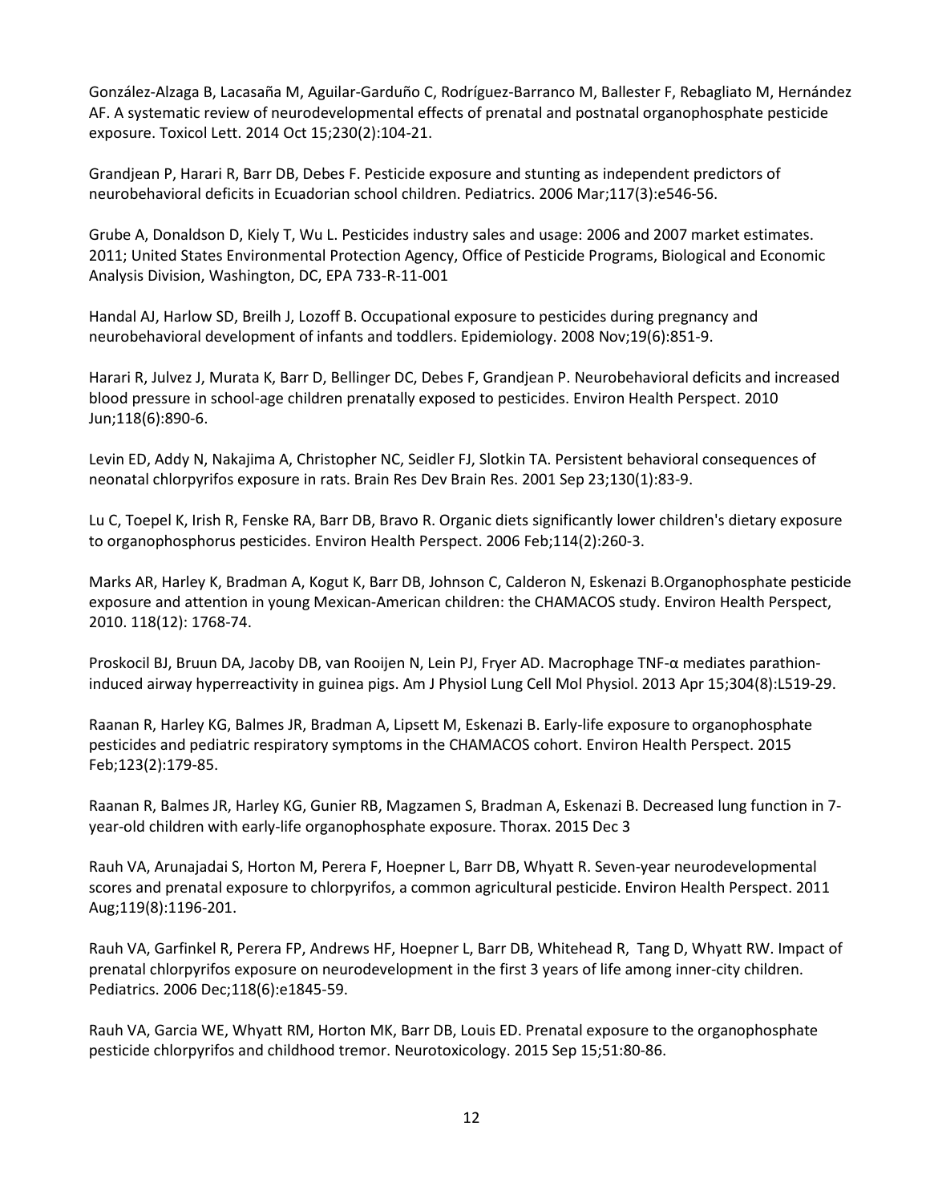González-Alzaga B, Lacasaña M, Aguilar-Garduño C, Rodríguez-Barranco M, Ballester F, Rebagliato M, Hernández AF. A systematic review of neurodevelopmental effects of prenatal and postnatal organophosphate pesticide exposure. Toxicol Lett. 2014 Oct 15;230(2):104-21.

Grandjean P, Harari R, Barr DB, Debes F. Pesticide exposure and stunting as independent predictors of neurobehavioral deficits in Ecuadorian school children. Pediatrics. 2006 Mar;117(3):e546-56.

Grube A, Donaldson D, Kiely T, Wu L. Pesticides industry sales and usage: 2006 and 2007 market estimates. 2011; United States Environmental Protection Agency, Office of Pesticide Programs, Biological and Economic Analysis Division, Washington, DC, EPA 733-R-11-001

Handal AJ, Harlow SD, Breilh J, Lozoff B. Occupational exposure to pesticides during pregnancy and neurobehavioral development of infants and toddlers. Epidemiology. 2008 Nov;19(6):851-9.

Harari R, Julvez J, Murata K, Barr D, Bellinger DC, Debes F, Grandjean P. Neurobehavioral deficits and increased blood pressure in school-age children prenatally exposed to pesticides. Environ Health Perspect. 2010 Jun;118(6):890-6.

Levin ED, Addy N, Nakajima A, Christopher NC, Seidler FJ, Slotkin TA. Persistent behavioral consequences of neonatal chlorpyrifos exposure in rats. Brain Res Dev Brain Res. 2001 Sep 23;130(1):83-9.

Lu C, Toepel K, Irish R, Fenske RA, Barr DB, Bravo R. Organic diets significantly lower children's dietary exposure to organophosphorus pesticides. Environ Health Perspect. 2006 Feb;114(2):260-3.

Marks AR, Harley K, Bradman A, Kogut K, Barr DB, Johnson C, Calderon N, Eskenazi B.Organophosphate pesticide exposure and attention in young Mexican-American children: the CHAMACOS study. Environ Health Perspect, 2010. 118(12): 1768-74.

Proskocil BJ, Bruun DA, Jacoby DB, van Rooijen N, Lein PJ, Fryer AD. Macrophage TNF-α mediates parathion-induced airway hyperreactivity in guinea pigs. Am J Physiol Lung Cell Mol Physiol. 2013 Apr 15;304(8):L519-29.

Raanan R, Harley KG, Balmes JR, Bradman A, Lipsett M, Eskenazi B. Early-life exposure to organophosphate pesticides and pediatric respiratory symptoms in the CHAMACOS cohort. Environ Health Perspect. 2015 Feb;123(2):179-85.

Raanan R, Balmes JR, Harley KG, Gunier RB, Magzamen S, Bradman A, Eskenazi B. Decreased lung function in 7-year-old children with early-life organophosphate exposure. Thorax. 2015 Dec 3

Rauh VA, Arunajadai S, Horton M, Perera F, Hoepner L, Barr DB, Whyatt R. Seven-year neurodevelopmental scores and prenatal exposure to chlorpyrifos, a common agricultural pesticide. Environ Health Perspect. 2011 Aug;119(8):1196-201.

Rauh VA, Garfinkel R, Perera FP, Andrews HF, Hoepner L, Barr DB, Whitehead R, Tang D, Whyatt RW. Impact of prenatal chlorpyrifos exposure on neurodevelopment in the first 3 years of life among inner-city children. Pediatrics. 2006 Dec;118(6):e1845-59.

Rauh VA, Garcia WE, Whyatt RM, Horton MK, Barr DB, Louis ED. Prenatal exposure to the organophosphate pesticide chlorpyrifos and childhood tremor. Neurotoxicology. 2015 Sep 15;51:80-86.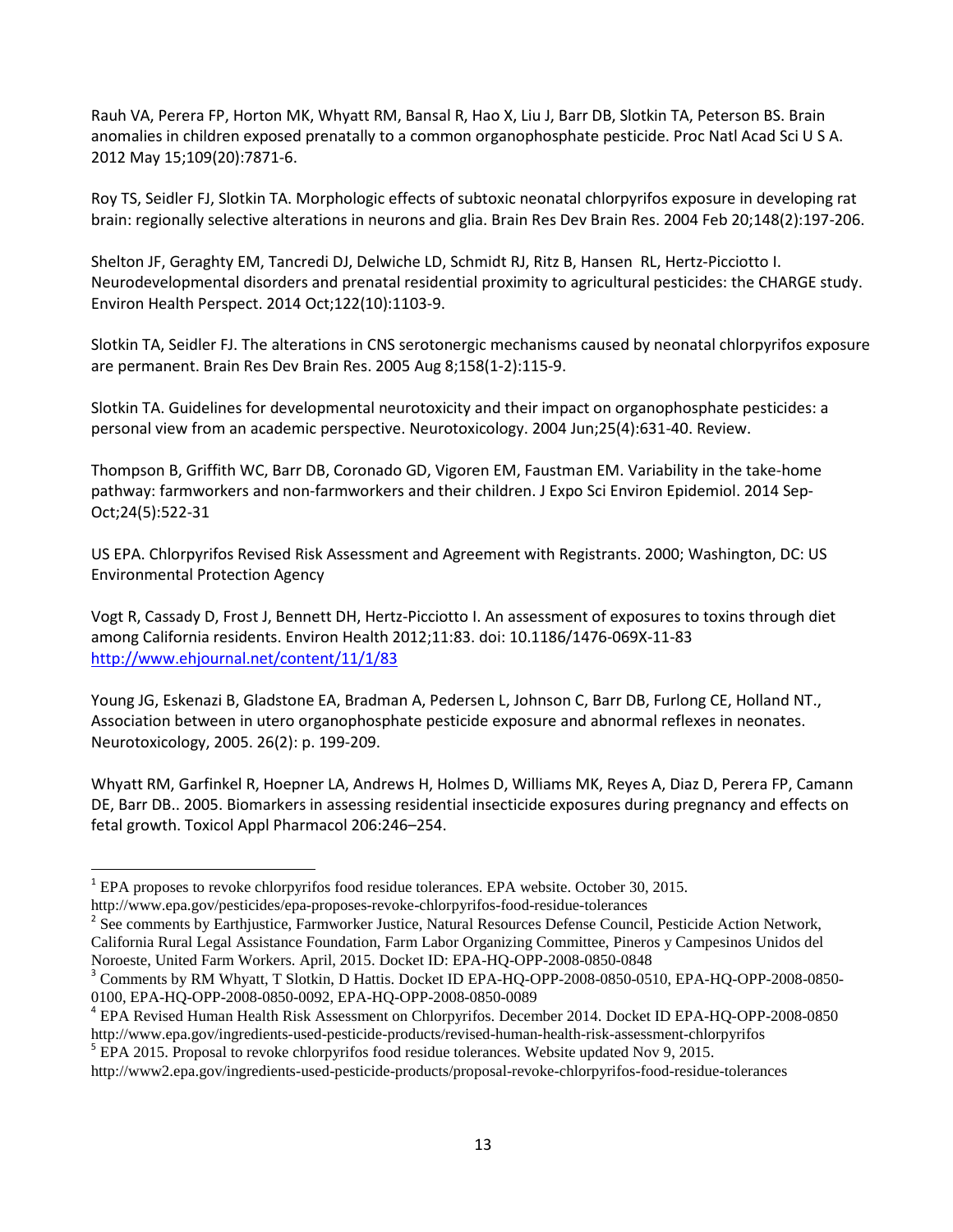Rauh VA, Perera FP, Horton MK, Whyatt RM, Bansal R, Hao X, Liu J, Barr DB, Slotkin TA, Peterson BS. Brain anomalies in children exposed prenatally to a common organophosphate pesticide. Proc Natl Acad Sci U S A. 2012 May 15;109(20):7871-6.

Roy TS, Seidler FJ, Slotkin TA. Morphologic effects of subtoxic neonatal chlorpyrifos exposure in developing rat brain: regionally selective alterations in neurons and glia. Brain Res Dev Brain Res. 2004 Feb 20;148(2):197-206.

Shelton JF, Geraghty EM, Tancredi DJ, Delwiche LD, Schmidt RJ, Ritz B, Hansen RL, Hertz-Picciotto I. Neurodevelopmental disorders and prenatal residential proximity to agricultural pesticides: the CHARGE study. Environ Health Perspect. 2014 Oct;122(10):1103-9.

Slotkin TA, Seidler FJ. The alterations in CNS serotonergic mechanisms caused by neonatal chlorpyrifos exposure are permanent. Brain Res Dev Brain Res. 2005 Aug 8;158(1-2):115-9.

Slotkin TA. Guidelines for developmental neurotoxicity and their impact on organophosphate pesticides: a personal view from an academic perspective. Neurotoxicology. 2004 Jun;25(4):631-40. Review.

Thompson B, Griffith WC, Barr DB, Coronado GD, Vigoren EM, Faustman EM. Variability in the take-home pathway: farmworkers and non-farmworkers and their children. J Expo Sci Environ Epidemiol. 2014 Sep-Oct;24(5):522-31

US EPA. Chlorpyrifos Revised Risk Assessment and Agreement with Registrants. 2000; Washington, DC: US Environmental Protection Agency

Vogt R, Cassady D, Frost J, Bennett DH, Hertz-Picciotto I. An assessment of exposures to toxins through diet among California residents. Environ Health 2012;11:83. doi: 10.1186/1476-069X-11-83 http://www.ehjournal.net/content/11/1/83

Young JG, Eskenazi B, Gladstone EA, Bradman A, Pedersen L, Johnson C, Barr DB, Furlong CE, Holland NT., Association between in utero organophosphate pesticide exposure and abnormal reflexes in neonates. Neurotoxicology, 2005. 26(2): p. 199-209.

Whyatt RM, Garfinkel R, Hoepner LA, Andrews H, Holmes D, Williams MK, Reyes A, Diaz D, Perera FP, Camann DE, Barr DB.. 2005. Biomarkers in assessing residential insecticide exposures during pregnancy and effects on fetal growth. Toxicol Appl Pharmacol 206:246–254.

---

[1] EPA proposes to revoke chlorpyrifos food residue tolerances. EPA website. October 30, 2015. http://www.epa.gov/pesticides/epa-proposes-revoke-chlorpyrifos-food-residue-tolerances

[2] See comments by Earthjustice, Farmworker Justice, Natural Resources Defense Council, Pesticide Action Network, California Rural Legal Assistance Foundation, Farm Labor Organizing Committee, Pineros y Campesinos Unidos del Noroeste, United Farm Workers. April, 2015. Docket ID: EPA-HQ-OPP-2008-0850-0848

[3] Comments by RM Whyatt, T Slotkin, D Hattis. Docket ID EPA-HQ-OPP-2008-0850-0510, EPA-HQ-OPP-2008-0850-0100, EPA-HQ-OPP-2008-0850-0092, EPA-HQ-OPP-2008-0850-0089

[4] EPA Revised Human Health Risk Assessment on Chlorpyrifos. December 2014. Docket ID EPA-HQ-OPP-2008-0850 http://www.epa.gov/ingredients-used-pesticide-products/revised-human-health-risk-assessment-chlorpyrifos

[5] EPA 2015. Proposal to revoke chlorpyrifos food residue tolerances. Website updated Nov 9, 2015. http://www2.epa.gov/ingredients-used-pesticide-products/proposal-revoke-chlorpyrifos-food-residue-tolerances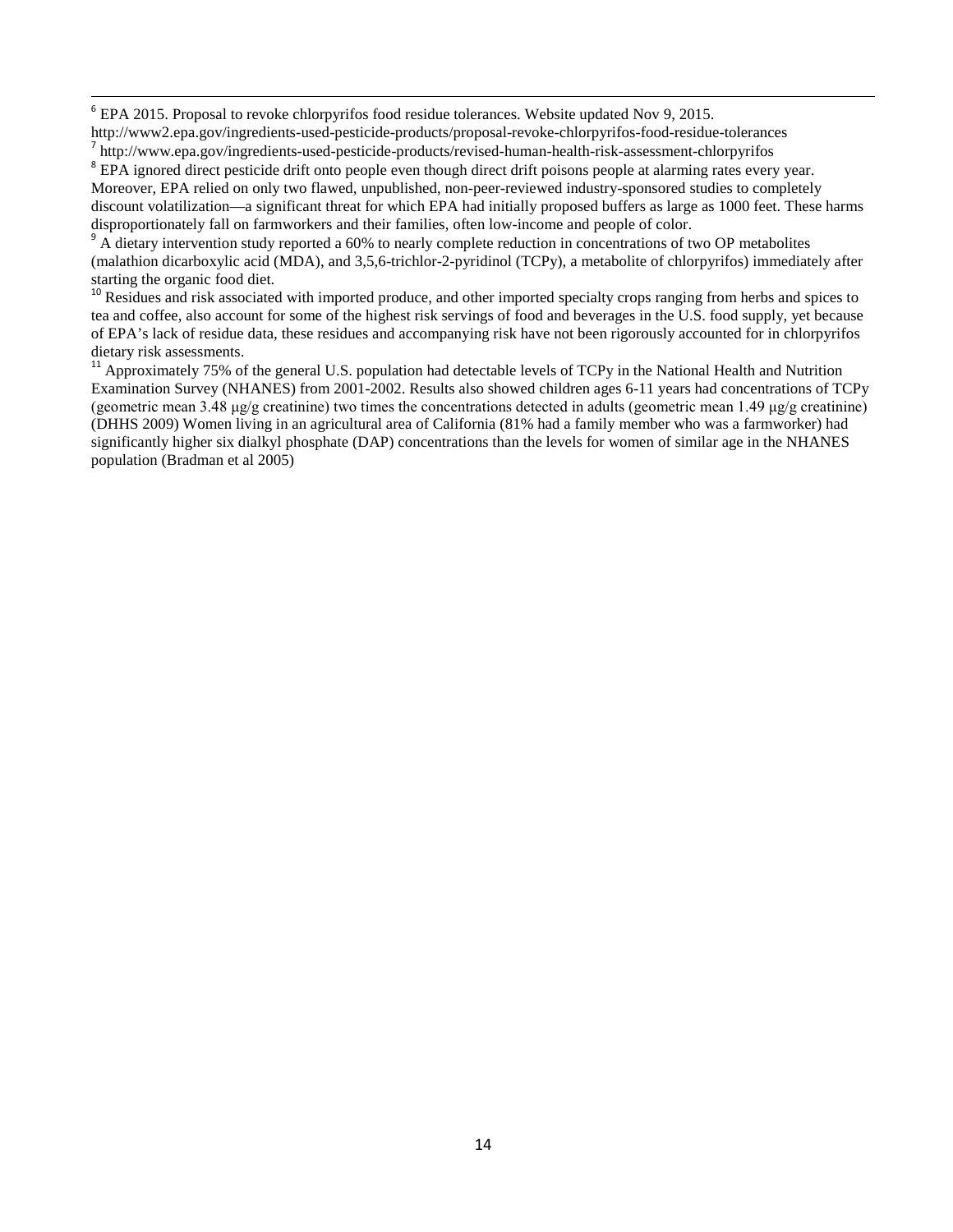[6] EPA 2015. Proposal to revoke chlorpyrifos food residue tolerances. Website updated Nov 9, 2015. http://www2.epa.gov/ingredients-used-pesticide-products/proposal-revoke-chlorpyrifos-food-residue-tolerances

[7] http://www.epa.gov/ingredients-used-pesticide-products/revised-human-health-risk-assessment-chlorpyrifos

[8] EPA ignored direct pesticide drift onto people even though direct drift poisons people at alarming rates every year. Moreover, EPA relied on only two flawed, unpublished, non-peer-reviewed industry-sponsored studies to completely discount volatilization—a significant threat for which EPA had initially proposed buffers as large as 1000 feet. These harms disproportionately fall on farmworkers and their families, often low-income and people of color.

[9] A dietary intervention study reported a 60% to nearly complete reduction in concentrations of two OP metabolites (malathion dicarboxylic acid (MDA), and 3,5,6-trichlor-2-pyridinol (TCPy), a metabolite of chlorpyrifos) immediately after starting the organic food diet.

[10] Residues and risk associated with imported produce, and other imported specialty crops ranging from herbs and spices to tea and coffee, also account for some of the highest risk servings of food and beverages in the U.S. food supply, yet because of EPA's lack of residue data, these residues and accompanying risk have not been rigorously accounted for in chlorpyrifos dietary risk assessments.

[11] Approximately 75% of the general U.S. population had detectable levels of TCPy in the National Health and Nutrition Examination Survey (NHANES) from 2001-2002. Results also showed children ages 6-11 years had concentrations of TCPy (geometric mean 3.48 µg/g creatinine) two times the concentrations detected in adults (geometric mean 1.49 µg/g creatinine) (DHHS 2009) Women living in an agricultural area of California (81% had a family member who was a farmworker) had significantly higher six dialkyl phosphate (DAP) concentrations than the levels for women of similar age in the NHANES population (Bradman et al 2005)